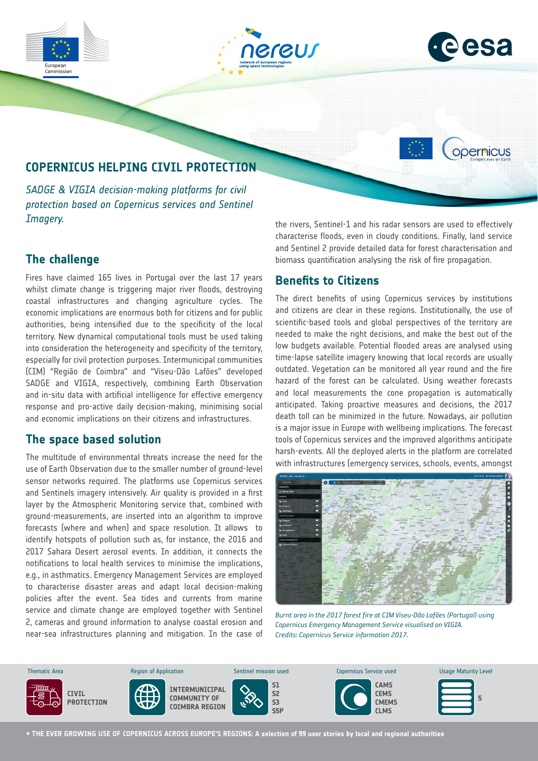# COPERNICUS HELPING CIVIL PROTECTION

*SADGE & VIGIA decision-making platforms for civil protection based on Copernicus services and Sentinel Imagery.*

## The challenge

Fires have claimed 165 lives in Portugal over the last 17 years whilst climate change is triggering major river floods, destroying coastal infrastructures and changing agriculture cycles. The economic implications are enormous both for citizens and for public authorities, being intensified due to the specificity of the local territory. New dynamical computational tools must be used taking into consideration the heterogeneity and specificity of the territory, especially for civil protection purposes. Intermunicipal communities (CIM) "Região de Coimbra" and "Viseu-Dão Lafões" developed SADGE and VIGIA, respectively, combining Earth Observation and in-situ data with artificial intelligence for effective emergency response and pro-active daily decision-making, minimising social and economic implications on their citizens and infrastructures.

## The space based solution

The multitude of environmental threats increase the need for the use of Earth Observation due to the smaller number of ground-level sensor networks required. The platforms use Copernicus services and Sentinels imagery intensively. Air quality is provided in a first layer by the Atmospheric Monitoring service that, combined with ground-measurements, are inserted into an algorithm to improve forecasts (where and when) and space resolution. It allows to identify hotspots of pollution such as, for instance, the 2016 and 2017 Sahara Desert aerosol events. In addition, it connects the notifications to local health services to minimise the implications, e.g., in asthmatics. Emergency Management Services are employed to characterise disaster areas and adapt local decision-making policies after the event. Sea tides and currents from marine service and climate change are employed together with Sentinel 2, cameras and ground information to analyse coastal erosion and near-sea infrastructures planning and mitigation. In the case of the rivers, Sentinel-1 and his radar sensors are used to effectively characterise floods, even in cloudy conditions. Finally, land service and Sentinel 2 provide detailed data for forest characterisation and biomass quantification analysing the risk of fire propagation.

## Benefits to Citizens

The direct benefits of using Copernicus services by institutions and citizens are clear in these regions. Institutionally, the use of scientific-based tools and global perspectives of the territory are needed to make the right decisions, and make the best out of the low budgets available. Potential flooded areas are analysed using time-lapse satellite imagery knowing that local records are usually outdated. Vegetation can be monitored all year round and the fire hazard of the forest can be calculated. Using weather forecasts and local measurements the cone propagation is automatically anticipated. Taking proactive measures and decisions, the 2017 death toll can be minimized in the future. Nowadays, air pollution is a major issue in Europe with wellbeing implications. The forecast tools of Copernicus services and the improved algorithms anticipate harsh-events. All the deployed alerts in the platform are correlated with infrastructures (emergency services, schools, events, amongst

*Burnt area in the 2017 forest fire at CIM Viseu-Dão Lafões (Portugal) using Copernicus Emergency Management Service visualised on VIGIA. Credits: Copernicus Service information 2017.*

| Thematic Area | Region of Application | Sentinel mission used | Copernicus Service used | Usage Maturity Level |
|---|---|---|---|---|
| CIVIL PROTECTION | INTERMUNICIPAL COMMUNITY OF COIMBRA REGION | S1 S2 S3 S5P | CAMS CEMS CMEMS CLMS | 5 |

→ THE EVER GROWING USE OF COPERNICUS ACROSS EUROPE'S REGIONS: A selection of 99 user stories by local and regional authorities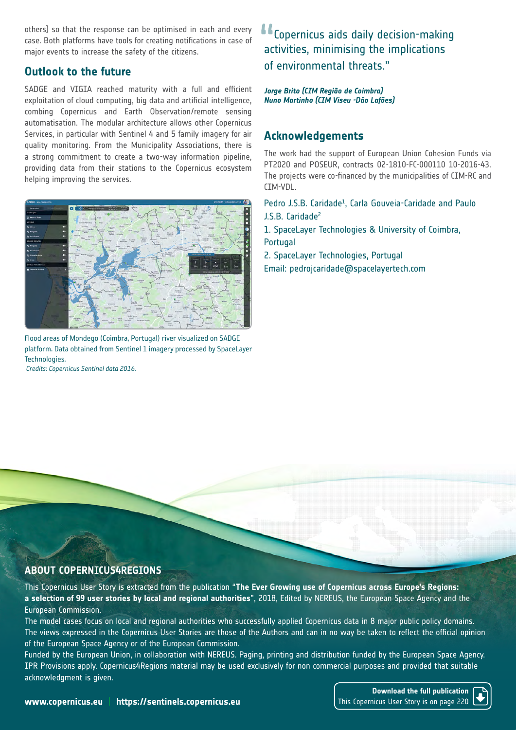others) so that the response can be optimised in each and every case. Both platforms have tools for creating notifications in case of major events to increase the safety of the citizens.

## Outlook to the future

SADGE and VIGIA reached maturity with a full and efficient exploitation of cloud computing, big data and artificial intelligence, combing Copernicus and Earth Observation/remote sensing automatisation. The modular architecture allows other Copernicus Services, in particular with Sentinel 4 and 5 family imagery for air quality monitoring. From the Municipality Associations, there is a strong commitment to create a two-way information pipeline, providing data from their stations to the Copernicus ecosystem helping improving the services.

Flood areas of Mondego (Coimbra, Portugal) river visualized on SADGE platform. Data obtained from Sentinel 1 imagery processed by SpaceLayer Technologies.

*Credits: Copernicus Sentinel data 2016.*

"Copernicus aids daily decision-making activities, minimising the implications of environmental threats."

***Jorge Brito (CIM Região de Coimbra)***
***Nuno Martinho (CIM Viseu -Dão Lafões)***

## Acknowledgements

The work had the support of European Union Cohesion Funds via PT2020 and POSEUR, contracts 02-1810-FC-000110 10-2016-43. The projects were co-financed by the municipalities of CIM-RC and CIM-VDL.

Pedro J.S.B. Caridade[1], Carla Gouveia-Caridade and Paulo J.S.B. Caridade[2]

1. SpaceLayer Technologies & University of Coimbra, Portugal

2. SpaceLayer Technologies, Portugal

Email: pedrojcaridade@spacelayertech.com

## ABOUT COPERNICUS4REGIONS

This Copernicus User Story is extracted from the publication "**The Ever Growing use of Copernicus across Europe's Regions: a selection of 99 user stories by local and regional authorities**", 2018, Edited by NEREUS, the European Space Agency and the European Commission.

The model cases focus on local and regional authorities who successfully applied Copernicus data in 8 major public policy domains. The views expressed in the Copernicus User Stories are those of the Authors and can in no way be taken to reflect the official opinion of the European Space Agency or of the European Commission.

Funded by the European Union, in collaboration with NEREUS. Paging, printing and distribution funded by the European Space Agency. IPR Provisions apply. Copernicus4Regions material may be used exclusively for non commercial purposes and provided that suitable acknowledgment is given.

**www.copernicus.eu** | **https://sentinels.copernicus.eu**

**Download the full publication**
This Copernicus User Story is on page 220